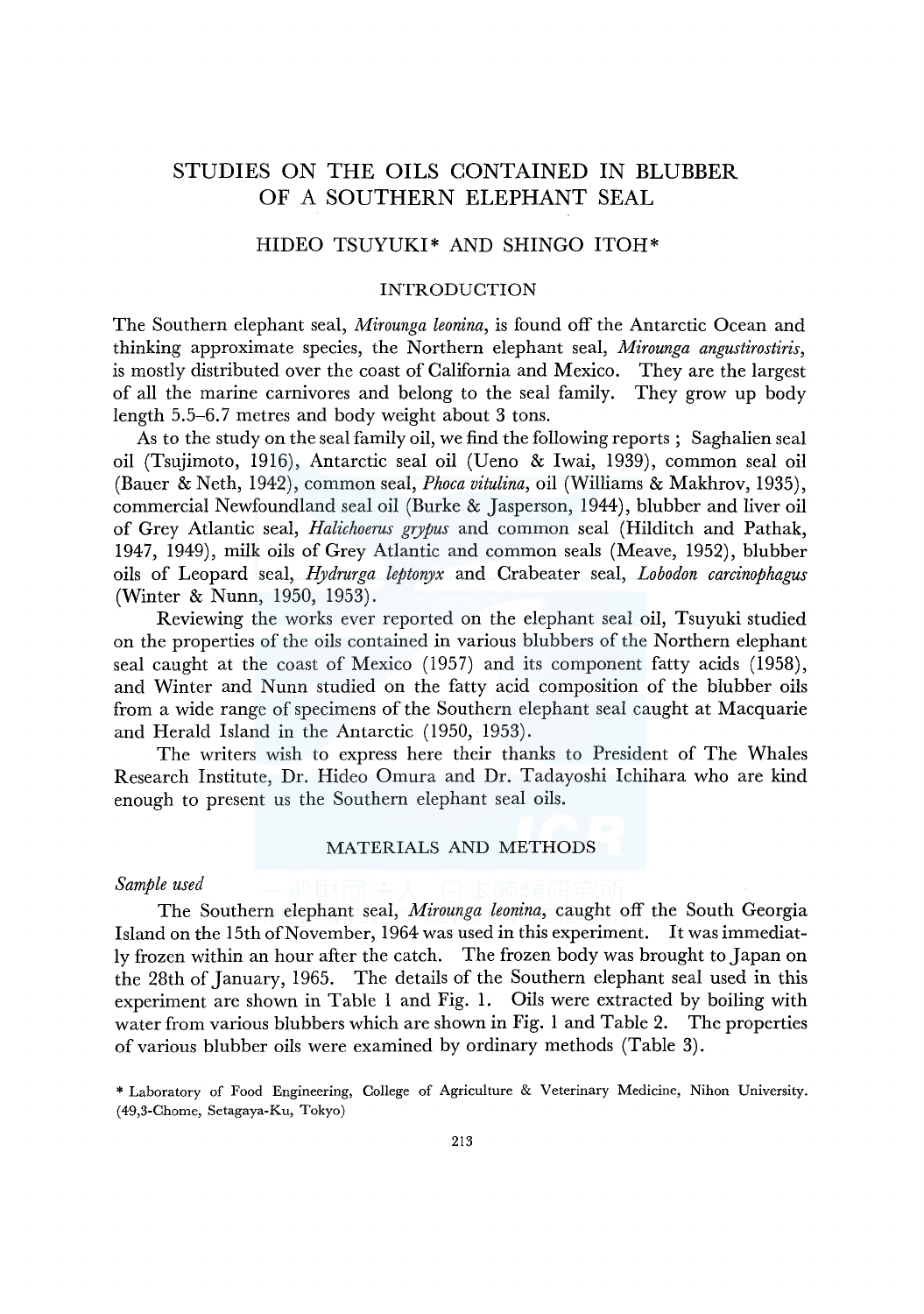# STUDIES ON THE OILS CONTAINED IN BLUBBER OF A SOUTHERN ELEPHANT SEAL

## HIDEO TSUYUKI* AND SHINGO ITOH*

### INTRODUCTION

The Southern elephant seal, *Mirounga leonina*, is found off the Antarctic Ocean and thinking approximate species, the Northern elephant seal, *Mirounga angustirostiris*, is mostly distributed over the coast of California and Mexico. They are the largest of all the marine carnivores and belong to the seal family. They grow up body length 5.5–6.7 metres and body weight about 3 tons.

As to the study on the seal family oil, we find the following reports ; Saghalien seal oil (Tsujimoto, 1916), Antarctic seal oil (Ueno & Iwai, 1939), common seal oil (Bauer & Neth, 1942), common seal, *Phoca vitulina*, oil (Williams & Makhrov, 1935), commercial Newfoundland seal oil (Burke & Jasperson, 1944), blubber and liver oil of Grey Atlantic seal, *Halichoerus grypus* and common seal (Hilditch and Pathak, 1947, 1949), milk oils of Grey Atlantic and common seals (Meave, 1952), blubber oils of Leopard seal, *Hydrurga leptonyx* and Crabeater seal, *Lobodon carcinophagus* (Winter & Nunn, 1950, 1953).

Reviewing the works ever reported on the elephant seal oil, Tsuyuki studied on the properties of the oils contained in various blubbers of the Northern elephant seal caught at the coast of Mexico (1957) and its component fatty acids (1958), and Winter and Nunn studied on the fatty acid composition of the blubber oils from a wide range of specimens of the Southern elephant seal caught at Macquarie and Herald Island in the Antarctic (1950, 1953).

The writers wish to express here their thanks to President of The Whales Research Institute, Dr. Hideo Omura and Dr. Tadayoshi Ichihara who are kind enough to present us the Southern elephant seal oils.

### MATERIALS AND METHODS

*Sample used*

The Southern elephant seal, *Mirounga leonina*, caught off the South Georgia Island on the 15th of November, 1964 was used in this experiment. It was immediatly frozen within an hour after the catch. The frozen body was brought to Japan on the 28th of January, 1965. The details of the Southern elephant seal used in this experiment are shown in Table 1 and Fig. 1. Oils were extracted by boiling with water from various blubbers which are shown in Fig. 1 and Table 2. The properties of various blubber oils were examined by ordinary methods (Table 3).

\* Laboratory of Food Engineering, College of Agriculture & Veterinary Medicine, Nihon University. (49,3-Chome, Setagaya-Ku, Tokyo)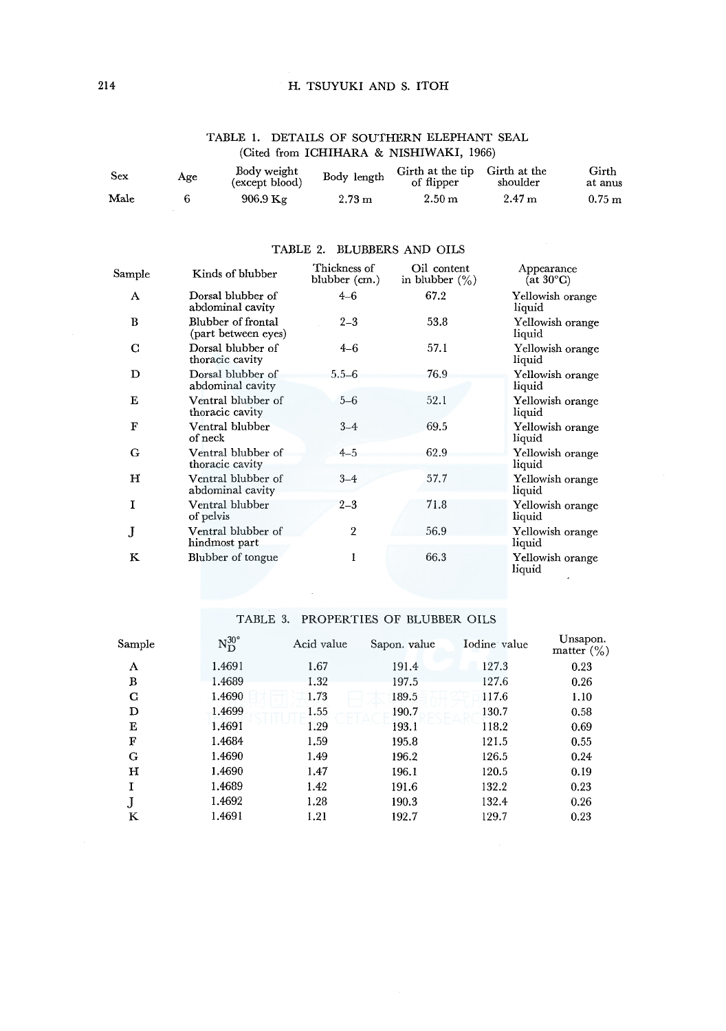TABLE 1. DETAILS OF SOUTHERN ELEPHANT SEAL
(Cited from ICHIHARA & NISHIWAKI, 1966)

| Sex | Age | Body weight (except blood) | Body length | Girth at the tip of flipper | Girth at the shoulder | Girth at anus |
|---|---|---|---|---|---|---|
| Male | 6 | 906.9 Kg | 2.73 m | 2.50 m | 2.47 m | 0.75 m |

TABLE 2. BLUBBERS AND OILS

| Sample | Kinds of blubber | Thickness of blubber (cm.) | Oil content in blubber (%) | Appearance (at 30°C) |
|---|---|---|---|---|
| A | Dorsal blubber of abdominal cavity | 4–6 | 67.2 | Yellowish orange liquid |
| B | Blubber of frontal (part between eyes) | 2–3 | 53.8 | Yellowish orange liquid |
| C | Dorsal blubber of thoracic cavity | 4–6 | 57.1 | Yellowish orange liquid |
| D | Dorsal blubber of abdominal cavity | 5.5–6 | 76.9 | Yellowish orange liquid |
| E | Ventral blubber of thoracic cavity | 5–6 | 52.1 | Yellowish orange liquid |
| F | Ventral blubber of neck | 3–4 | 69.5 | Yellowish orange liquid |
| G | Ventral blubber of thoracic cavity | 4–5 | 62.9 | Yellowish orange liquid |
| H | Ventral blubber of abdominal cavity | 3–4 | 57.7 | Yellowish orange liquid |
| I | Ventral blubber of pelvis | 2–3 | 71.8 | Yellowish orange liquid |
| J | Ventral blubber of hindmost part | 2 | 56.9 | Yellowish orange liquid |
| K | Blubber of tongue | 1 | 66.3 | Yellowish orange liquid |

TABLE 3. PROPERTIES OF BLUBBER OILS

| Sample | $N_D^{30°}$ | Acid value | Sapon. value | Iodine value | Unsapon. matter (%) |
|---|---|---|---|---|---|
| A | 1.4691 | 1.67 | 191.4 | 127.3 | 0.23 |
| B | 1.4689 | 1.32 | 197.5 | 127.6 | 0.26 |
| C | 1.4690 | 1.73 | 189.5 | 117.6 | 1.10 |
| D | 1.4699 | 1.55 | 190.7 | 130.7 | 0.58 |
| E | 1.4691 | 1.29 | 193.1 | 118.2 | 0.69 |
| F | 1.4684 | 1.59 | 195.8 | 121.5 | 0.55 |
| G | 1.4690 | 1.49 | 196.2 | 126.5 | 0.24 |
| H | 1.4690 | 1.47 | 196.1 | 120.5 | 0.19 |
| I | 1.4689 | 1.42 | 191.6 | 132.2 | 0.23 |
| J | 1.4692 | 1.28 | 190.3 | 132.4 | 0.26 |
| K | 1.4691 | 1.21 | 192.7 | 129.7 | 0.23 |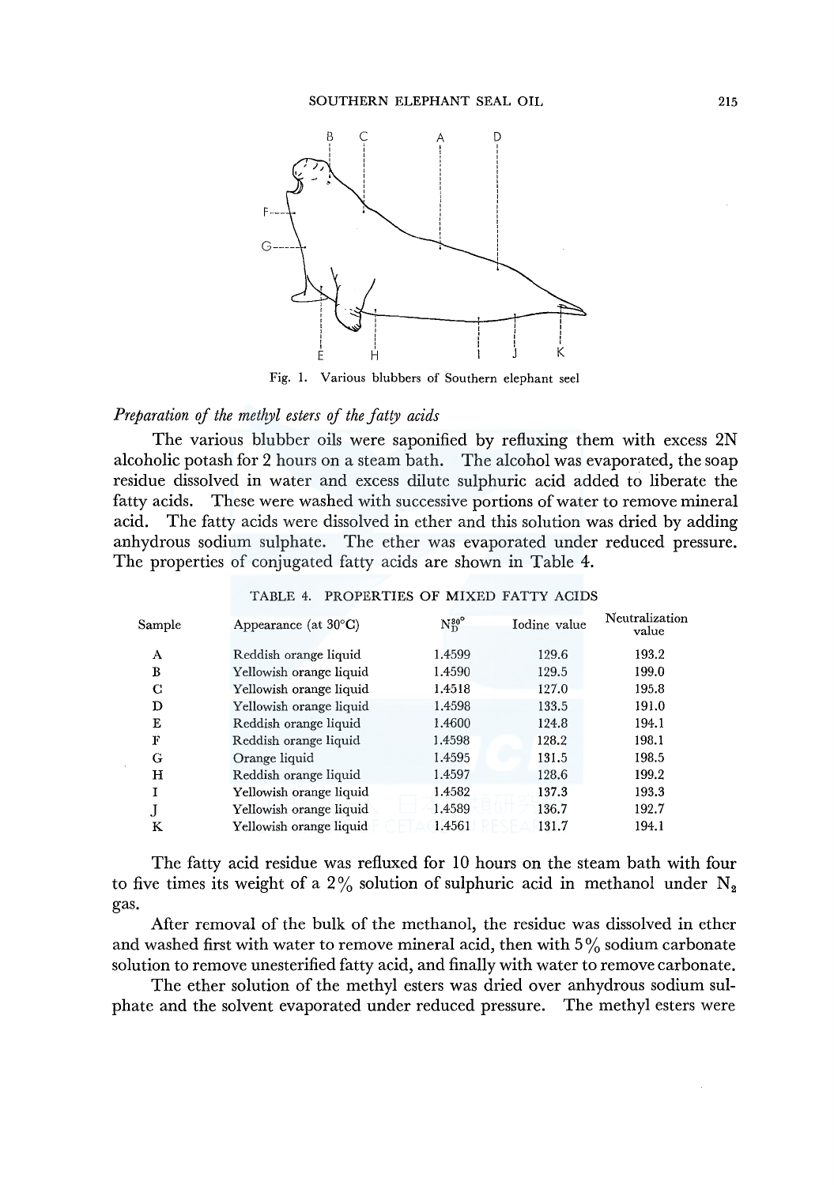Fig. 1. Various blubbers of Southern elephant seel

*Preparation of the methyl esters of the fatty acids*

The various blubber oils were saponified by refluxing them with excess 2N alcoholic potash for 2 hours on a steam bath. The alcohol was evaporated, the soap residue dissolved in water and excess dilute sulphuric acid added to liberate the fatty acids. These were washed with successive portions of water to remove mineral acid. The fatty acids were dissolved in ether and this solution was dried by adding anhydrous sodium sulphate. The ether was evaporated under reduced pressure. The properties of conjugated fatty acids are shown in Table 4.

TABLE 4. PROPERTIES OF MIXED FATTY ACIDS

| Sample | Appearance (at 30°C) | $N_D^{30°}$ | Iodine value | Neutralization value |
|---|---|---|---|---|
| A | Reddish orange liquid | 1.4599 | 129.6 | 193.2 |
| B | Yellowish orange liquid | 1.4590 | 129.5 | 199.0 |
| C | Yellowish orange liquid | 1.4518 | 127.0 | 195.8 |
| D | Yellowish orange liquid | 1.4598 | 133.5 | 191.0 |
| E | Reddish orange liquid | 1.4600 | 124.8 | 194.1 |
| F | Reddish orange liquid | 1.4598 | 128.2 | 198.1 |
| G | Orange liquid | 1.4595 | 131.5 | 198.5 |
| H | Reddish orange liquid | 1.4597 | 128.6 | 199.2 |
| I | Yellowish orange liquid | 1.4582 | 137.3 | 193.3 |
| J | Yellowish orange liquid | 1.4589 | 136.7 | 192.7 |
| K | Yellowish orange liquid | 1.4561 | 131.7 | 194.1 |

The fatty acid residue was refluxed for 10 hours on the steam bath with four to five times its weight of a 2% solution of sulphuric acid in methanol under $N_2$ gas.

After removal of the bulk of the methanol, the residue was dissolved in ether and washed first with water to remove mineral acid, then with 5% sodium carbonate solution to remove unesterified fatty acid, and finally with water to remove carbonate.

The ether solution of the methyl esters was dried over anhydrous sodium sulphate and the solvent evaporated under reduced pressure. The methyl esters were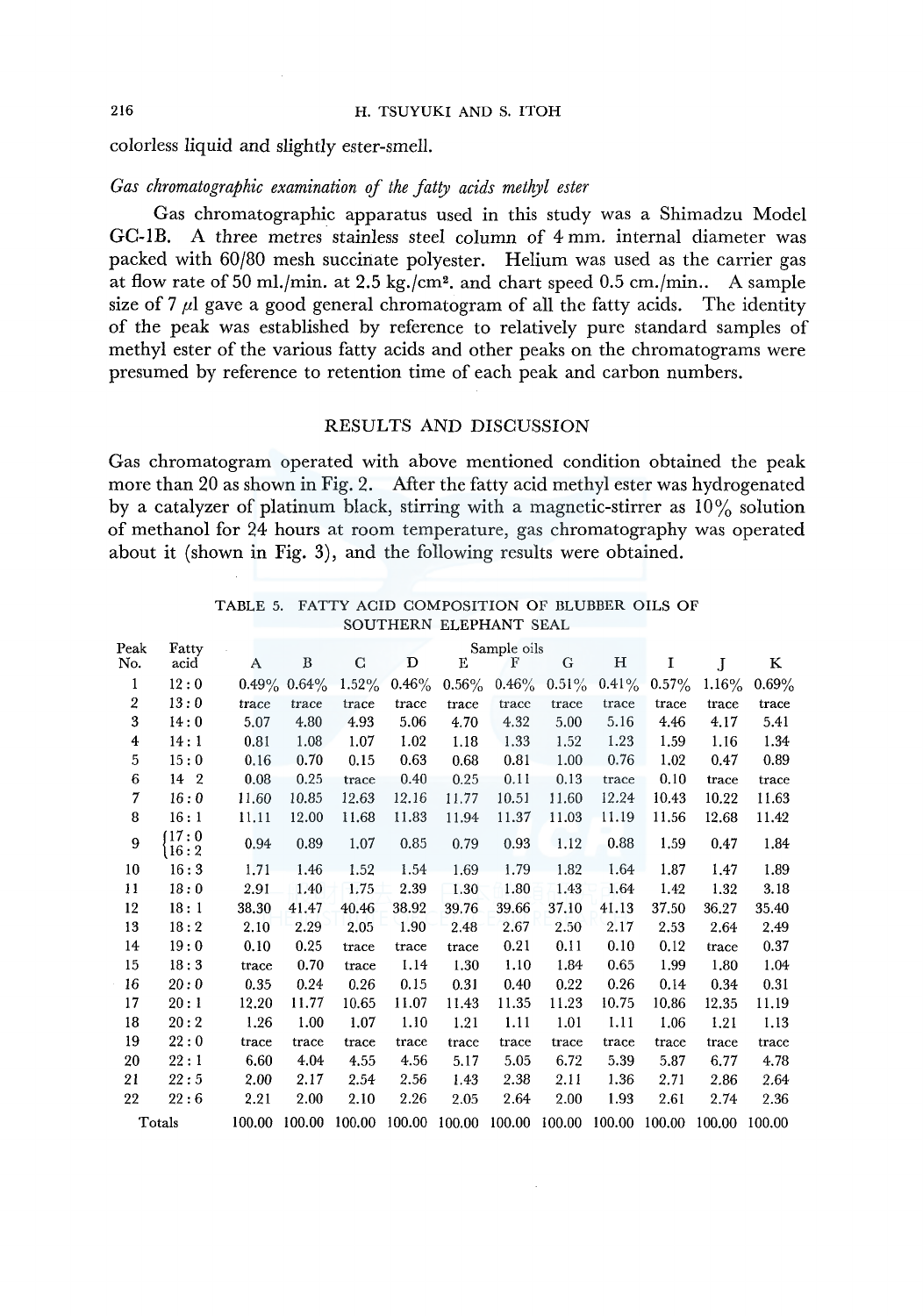colorless liquid and slightly ester-smell.

*Gas chromatographic examination of the fatty acids methyl ester*

Gas chromatographic apparatus used in this study was a Shimadzu Model GC-1B. A three metres stainless steel column of 4 mm. internal diameter was packed with 60/80 mesh succinate polyester. Helium was used as the carrier gas at flow rate of 50 ml./min. at 2.5 kg./cm$^2$. and chart speed 0.5 cm./min.. A sample size of 7 $\mu$l gave a good general chromatogram of all the fatty acids. The identity of the peak was established by reference to relatively pure standard samples of methyl ester of the various fatty acids and other peaks on the chromatograms were presumed by reference to retention time of each peak and carbon numbers.

## RESULTS AND DISCUSSION

Gas chromatogram operated with above mentioned condition obtained the peak more than 20 as shown in Fig. 2. After the fatty acid methyl ester was hydrogenated by a catalyzer of platinum black, stirring with a magnetic-stirrer as 10% solution of methanol for 24 hours at room temperature, gas chromatography was operated about it (shown in Fig. 3), and the following results were obtained.

TABLE 5. FATTY ACID COMPOSITION OF BLUBBER OILS OF SOUTHERN ELEPHANT SEAL

| Peak No. | Fatty acid | Sample oils | | | | | | | | | | |
|---|---|---|---|---|---|---|---|---|---|---|---|---|
| | | A | B | C | D | E | F | G | H | I | J | K |
| 1 | 12 : 0 | 0.49% | 0.64% | 1.52% | 0.46% | 0.56% | 0.46% | 0.51% | 0.41% | 0.57% | 1.16% | 0.69% |
| 2 | 13 : 0 | trace | trace | trace | trace | trace | trace | trace | trace | trace | trace | trace |
| 3 | 14 : 0 | 5.07 | 4.80 | 4.93 | 5.06 | 4.70 | 4.32 | 5.00 | 5.16 | 4.46 | 4.17 | 5.41 |
| 4 | 14 : 1 | 0.81 | 1.08 | 1.07 | 1.02 | 1.18 | 1.33 | 1.52 | 1.23 | 1.59 | 1.16 | 1.34 |
| 5 | 15 : 0 | 0.16 | 0.70 | 0.15 | 0.63 | 0.68 | 0.81 | 1.00 | 0.76 | 1.02 | 0.47 | 0.89 |
| 6 | 14 2 | 0.08 | 0.25 | trace | 0.40 | 0.25 | 0.11 | 0.13 | trace | 0.10 | trace | trace |
| 7 | 16 : 0 | 11.60 | 10.85 | 12.63 | 12.16 | 11.77 | 10.51 | 11.60 | 12.24 | 10.43 | 10.22 | 11.63 |
| 8 | 16 : 1 | 11.11 | 12.00 | 11.68 | 11.83 | 11.94 | 11.37 | 11.03 | 11.19 | 11.56 | 12.68 | 11.42 |
| 9 | 17 : 0<br>16 : 2 | 0.94 | 0.89 | 1.07 | 0.85 | 0.79 | 0.93 | 1.12 | 0.88 | 1.59 | 0.47 | 1.84 |
| 10 | 16 : 3 | 1.71 | 1.46 | 1.52 | 1.54 | 1.69 | 1.79 | 1.82 | 1.64 | 1.87 | 1.47 | 1.89 |
| 11 | 18 : 0 | 2.91 | 1.40 | 1.75 | 2.39 | 1.30 | 1.80 | 1.43 | 1.64 | 1.42 | 1.32 | 3.18 |
| 12 | 18 : 1 | 38.30 | 41.47 | 40.46 | 38.92 | 39.76 | 39.66 | 37.10 | 41.13 | 37.50 | 36.27 | 35.40 |
| 13 | 18 : 2 | 2.10 | 2.29 | 2.05 | 1.90 | 2.48 | 2.67 | 2.50 | 2.17 | 2.53 | 2.64 | 2.49 |
| 14 | 19 : 0 | 0.10 | 0.25 | trace | trace | trace | 0.21 | 0.11 | 0.10 | 0.12 | trace | 0.37 |
| 15 | 18 : 3 | trace | 0.70 | trace | 1.14 | 1.30 | 1.10 | 1.84 | 0.65 | 1.99 | 1.80 | 1.04 |
| 16 | 20 : 0 | 0.35 | 0.24 | 0.26 | 0.15 | 0.31 | 0.40 | 0.22 | 0.26 | 0.14 | 0.34 | 0.31 |
| 17 | 20 : 1 | 12.20 | 11.77 | 10.65 | 11.07 | 11.43 | 11.35 | 11.23 | 10.75 | 10.86 | 12.35 | 11.19 |
| 18 | 20 : 2 | 1.26 | 1.00 | 1.07 | 1.10 | 1.21 | 1.11 | 1.01 | 1.11 | 1.06 | 1.21 | 1.13 |
| 19 | 22 : 0 | trace | trace | trace | trace | trace | trace | trace | trace | trace | trace | trace |
| 20 | 22 : 1 | 6.60 | 4.04 | 4.55 | 4.56 | 5.17 | 5.05 | 6.72 | 5.39 | 5.87 | 6.77 | 4.78 |
| 21 | 22 : 5 | 2.00 | 2.17 | 2.54 | 2.56 | 1.43 | 2.38 | 2.11 | 1.36 | 2.71 | 2.86 | 2.64 |
| 22 | 22 : 6 | 2.21 | 2.00 | 2.10 | 2.26 | 2.05 | 2.64 | 2.00 | 1.93 | 2.61 | 2.74 | 2.36 |
| Totals | | 100.00 | 100.00 | 100.00 | 100.00 | 100.00 | 100.00 | 100.00 | 100.00 | 100.00 | 100.00 | 100.00 |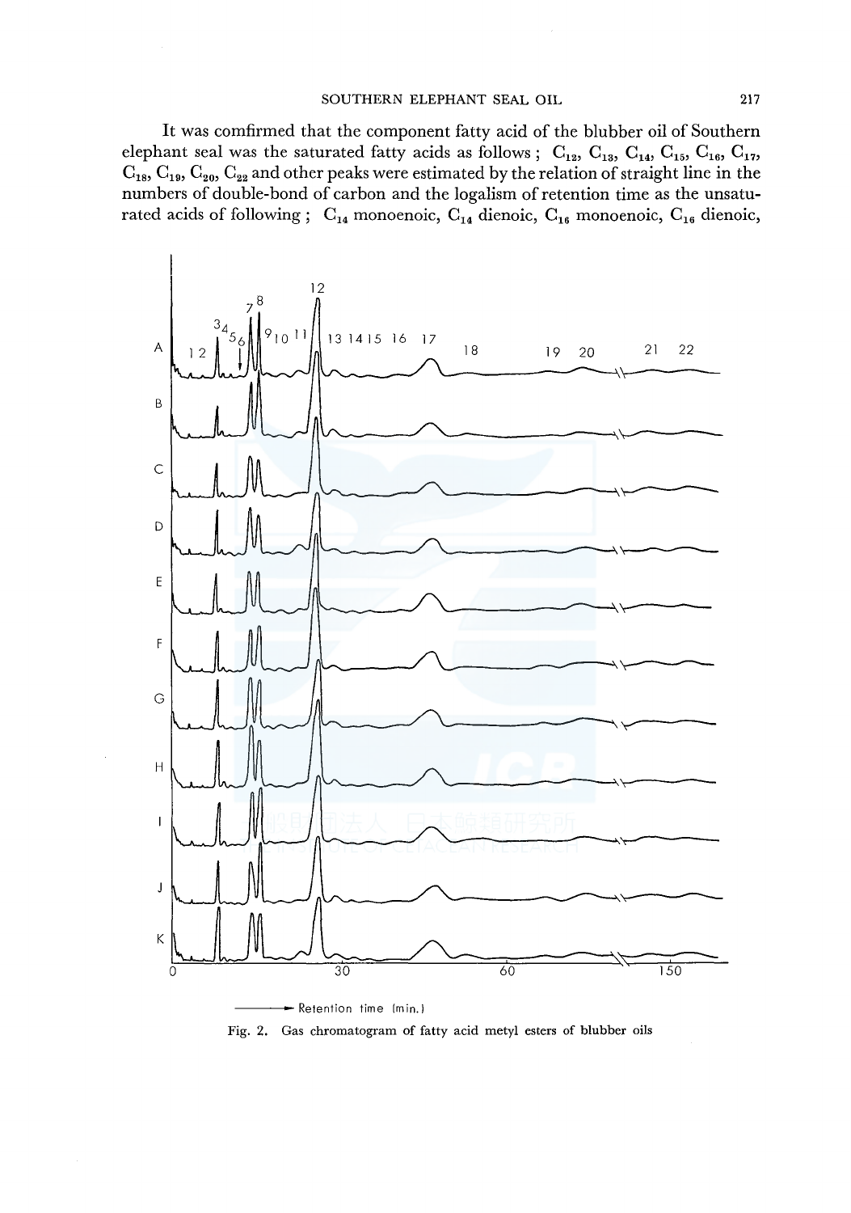It was comfirmed that the component fatty acid of the blubber oil of Southern elephant seal was the saturated fatty acids as follows ; $C_{12}$, $C_{13}$, $C_{14}$, $C_{15}$, $C_{16}$, $C_{17}$, $C_{18}$, $C_{19}$, $C_{20}$, $C_{22}$ and other peaks were estimated by the relation of straight line in the numbers of double-bond of carbon and the logalism of retention time as the unsaturated acids of following ; $C_{14}$ monoenoic, $C_{14}$ dienoic, $C_{16}$ monoenoic, $C_{16}$ dienoic,

Fig. 2. Gas chromatogram of fatty acid metyl esters of blubber oils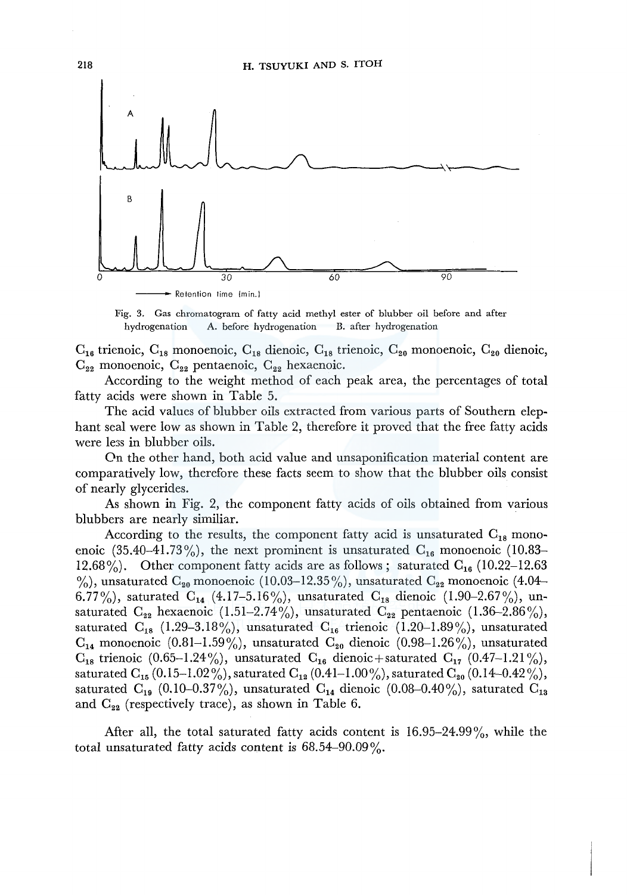Fig. 3. Gas chromatogram of fatty acid methyl ester of blubber oil before and after hydrogenation A. before hydrogenation B. after hydrogenation

$C_{16}$ trienoic, $C_{18}$ monoenoic, $C_{18}$ dienoic, $C_{18}$ trienoic, $C_{20}$ monoenoic, $C_{20}$ dienoic, $C_{22}$ monoenoic, $C_{22}$ pentaenoic, $C_{22}$ hexaenoic.

According to the weight method of each peak area, the percentages of total fatty acids were shown in Table 5.

The acid values of blubber oils extracted from various parts of Southern elephant seal were low as shown in Table 2, therefore it proved that the free fatty acids were less in blubber oils.

On the other hand, both acid value and unsaponification material content are comparatively low, therefore these facts seem to show that the blubber oils consist of nearly glycerides.

As shown in Fig. 2, the component fatty acids of oils obtained from various blubbers are nearly similiar.

According to the results, the component fatty acid is unsaturated $C_{18}$ monoenoic (35.40–41.73%), the next prominent is unsaturated $C_{16}$ monoenoic (10.83–12.68%). Other component fatty acids are as follows; saturated $C_{16}$ (10.22–12.63 %), unsaturated $C_{20}$ monoenoic (10.03–12.35%), unsaturated $C_{22}$ monoenoic (4.04–6.77%), saturated $C_{14}$ (4.17–5.16%), unsaturated $C_{18}$ dienoic (1.90–2.67%), unsaturated $C_{22}$ hexaenoic (1.51–2.74%), unsaturated $C_{22}$ pentaenoic (1.36–2.86%), saturated $C_{18}$ (1.29–3.18%), unsaturated $C_{16}$ trienoic (1.20–1.89%), unsaturated $C_{14}$ monoenoic (0.81–1.59%), unsaturated $C_{20}$ dienoic (0.98–1.26%), unsaturated $C_{18}$ trienoic (0.65–1.24%), unsaturated $C_{16}$ dienoic+saturated $C_{17}$ (0.47–1.21%), saturated $C_{15}$ (0.15–1.02%), saturated $C_{12}$ (0.41–1.00%), saturated $C_{20}$ (0.14–0.42%), saturated $C_{19}$ (0.10–0.37%), unsaturated $C_{14}$ dienoic (0.08–0.40%), saturated $C_{13}$ and $C_{22}$ (respectively trace), as shown in Table 6.

After all, the total saturated fatty acids content is 16.95–24.99%, while the total unsaturated fatty acids content is 68.54–90.09%.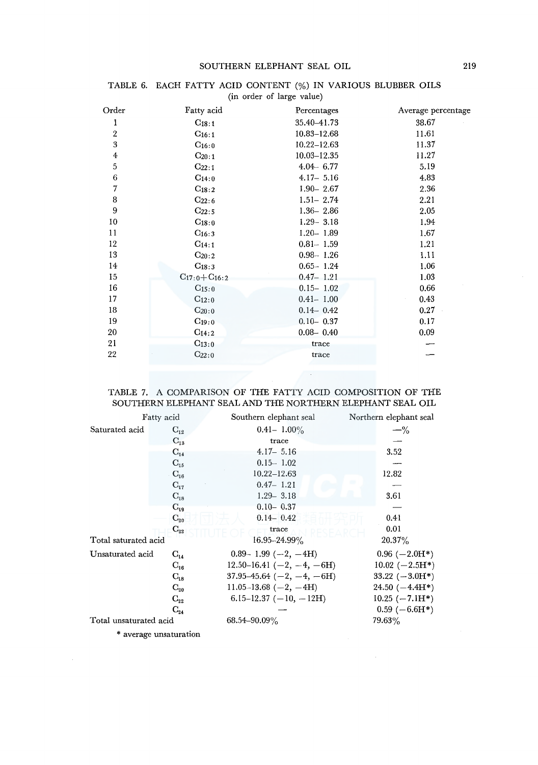TABLE 6. EACH FATTY ACID CONTENT (%) IN VARIOUS BLUBBER OILS
(in order of large value)

| Order | Fatty acid | Percentages | Average percentage |
|---|---|---|---|
| 1 | $C_{18:1}$ | 35.40–41.73 | 38.67 |
| 2 | $C_{16:1}$ | 10.83–12.68 | 11.61 |
| 3 | $C_{16:0}$ | 10.22–12.63 | 11.37 |
| 4 | $C_{20:1}$ | 10.03–12.35 | 11.27 |
| 5 | $C_{22:1}$ | 4.04– 6.77 | 5.19 |
| 6 | $C_{14:0}$ | 4.17– 5.16 | 4.83 |
| 7 | $C_{18:2}$ | 1.90– 2.67 | 2.36 |
| 8 | $C_{22:6}$ | 1.51– 2.74 | 2.21 |
| 9 | $C_{22:5}$ | 1.36– 2.86 | 2.05 |
| 10 | $C_{18:0}$ | 1.29– 3.18 | 1.94 |
| 11 | $C_{16:3}$ | 1.20– 1.89 | 1.67 |
| 12 | $C_{14:1}$ | 0.81– 1.59 | 1.21 |
| 13 | $C_{20:2}$ | 0.98– 1.26 | 1.11 |
| 14 | $C_{18:3}$ | 0.65– 1.24 | 1.06 |
| 15 | $C_{17:0}+C_{16:2}$ | 0.47– 1.21 | 1.03 |
| 16 | $C_{15:0}$ | 0.15– 1.02 | 0.66 |
| 17 | $C_{12:0}$ | 0.41– 1.00 | 0.43 |
| 18 | $C_{20:0}$ | 0.14– 0.42 | 0.27 |
| 19 | $C_{19:0}$ | 0.10– 0.37 | 0.17 |
| 20 | $C_{14:2}$ | 0.08– 0.40 | 0.09 |
| 21 | $C_{13:0}$ | trace | — |
| 22 | $C_{22:0}$ | trace | — |

TABLE 7. A COMPARISON OF THE FATTY ACID COMPOSITION OF THE SOUTHERN ELEPHANT SEAL AND THE NORTHERN ELEPHANT SEAL OIL

| Fatty acid | | Southern elephant seal | Northern elephant seal |
|---|---|---|---|
| Saturated acid | $C_{12}$ | 0.41– 1.00% | —% |
| | $C_{13}$ | trace | — |
| | $C_{14}$ | 4.17– 5.16 | 3.52 |
| | $C_{15}$ | 0.15– 1.02 | — |
| | $C_{16}$ | 10.22–12.63 | 12.82 |
| | $C_{17}$ | 0.47– 1.21 | — |
| | $C_{18}$ | 1.29– 3.18 | 3.61 |
| | $C_{19}$ | 0.10– 0.37 | — |
| | $C_{20}$ | 0.14– 0.42 | 0.41 |
| | $C_{22}$ | trace | 0.01 |
| Total saturated acid | | 16.95–24.99% | 20.37% |
| Unsaturated acid | $C_{14}$ | 0.89– 1.99 (−2, −4H) | 0.96 (−2.0H*) |
| | $C_{16}$ | 12.50–16.41 (−2, −4, −6H) | 10.02 (−2.5H*) |
| | $C_{18}$ | 37.95–45.64 (−2, −4, −6H) | 33.22 (−3.0H*) |
| | $C_{20}$ | 11.05–13.68 (−2, −4H) | 24.50 (−4.4H*) |
| | $C_{22}$ | 6.15–12.37 (−10, −12H) | 10.25 (−7.1H*) |
| | $C_{24}$ | — | 0.59 (−6.6H*) |
| Total unsaturated acid | | 68.54–90.09% | 79.63% |

\* average unsaturation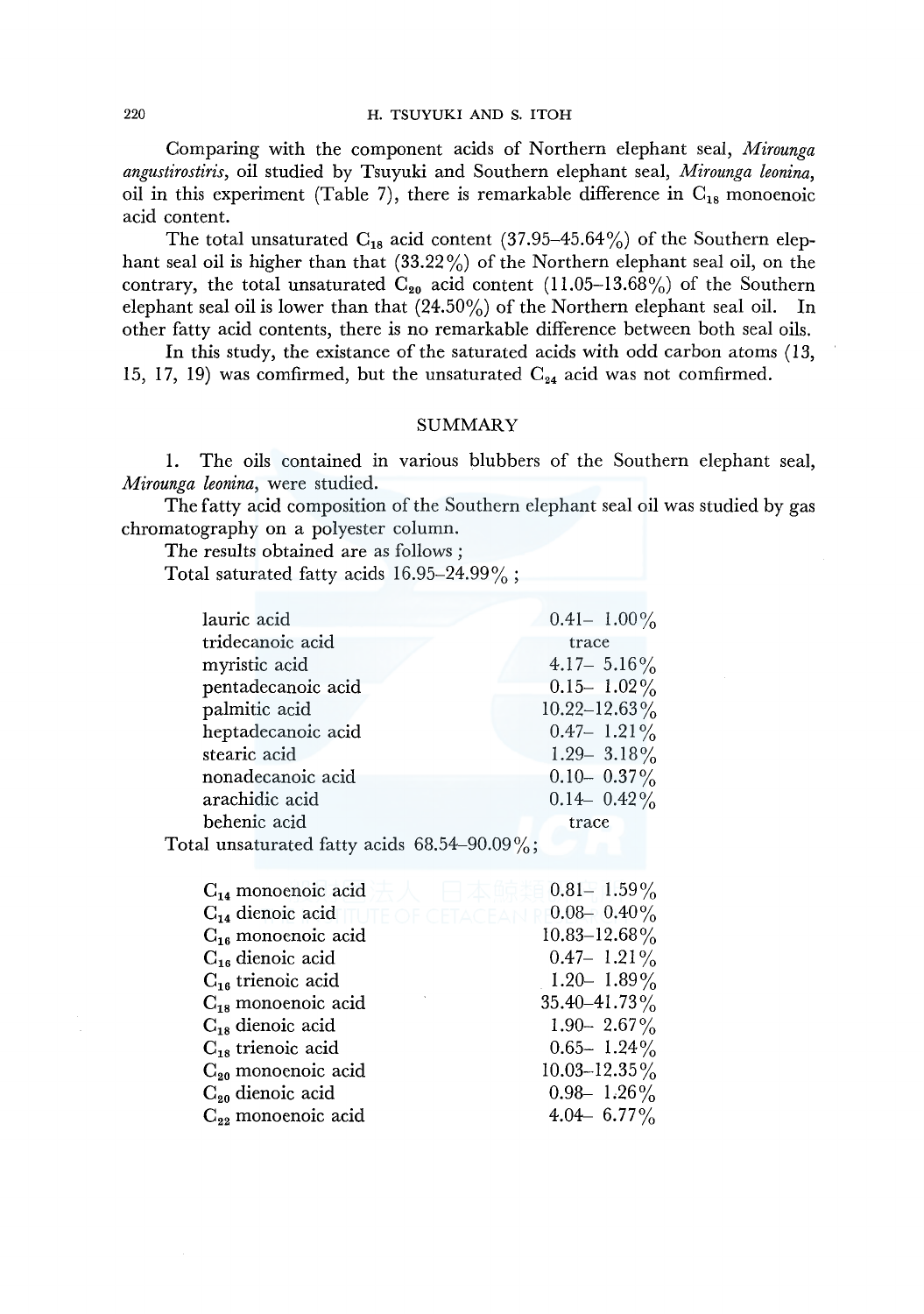Comparing with the component acids of Northern elephant seal, *Mirounga angustirostiris*, oil studied by Tsuyuki and Southern elephant seal, *Mirounga leonina*, oil in this experiment (Table 7), there is remarkable difference in $C_{18}$ monoenoic acid content.

The total unsaturated $C_{18}$ acid content (37.95–45.64%) of the Southern elephant seal oil is higher than that (33.22%) of the Northern elephant seal oil, on the contrary, the total unsaturated $C_{20}$ acid content (11.05–13.68%) of the Southern elephant seal oil is lower than that (24.50%) of the Northern elephant seal oil. In other fatty acid contents, there is no remarkable difference between both seal oils.

In this study, the existance of the saturated acids with odd carbon atoms (13, 15, 17, 19) was comfirmed, but the unsaturated $C_{24}$ acid was not comfirmed.

## SUMMARY

1. The oils contained in various blubbers of the Southern elephant seal, *Mirounga leonina*, were studied.

The fatty acid composition of the Southern elephant seal oil was studied by gas chromatography on a polyester column.

The results obtained are as follows ;

Total saturated fatty acids 16.95–24.99% ;

| | |
|---|---|
| lauric acid | 0.41– 1.00% |
| tridecanoic acid | trace |
| myristic acid | 4.17– 5.16% |
| pentadecanoic acid | 0.15– 1.02% |
| palmitic acid | 10.22–12.63% |
| heptadecanoic acid | 0.47– 1.21% |
| stearic acid | 1.29– 3.18% |
| nonadecanoic acid | 0.10– 0.37% |
| arachidic acid | 0.14– 0.42% |
| behenic acid | trace |

Total unsaturated fatty acids 68.54–90.09%;

| | |
|---|---|
| $C_{14}$ monoenoic acid | 0.81– 1.59% |
| $C_{14}$ dienoic acid | 0.08– 0.40% |
| $C_{16}$ monoenoic acid | 10.83–12.68% |
| $C_{16}$ dienoic acid | 0.47– 1.21% |
| $C_{16}$ trienoic acid | 1.20– 1.89% |
| $C_{18}$ monoenoic acid | 35.40–41.73% |
| $C_{18}$ dienoic acid | 1.90– 2.67% |
| $C_{18}$ trienoic acid | 0.65– 1.24% |
| $C_{20}$ monoenoic acid | 10.03–12.35% |
| $C_{20}$ dienoic acid | 0.98– 1.26% |
| $C_{22}$ monoenoic acid | 4.04– 6.77% |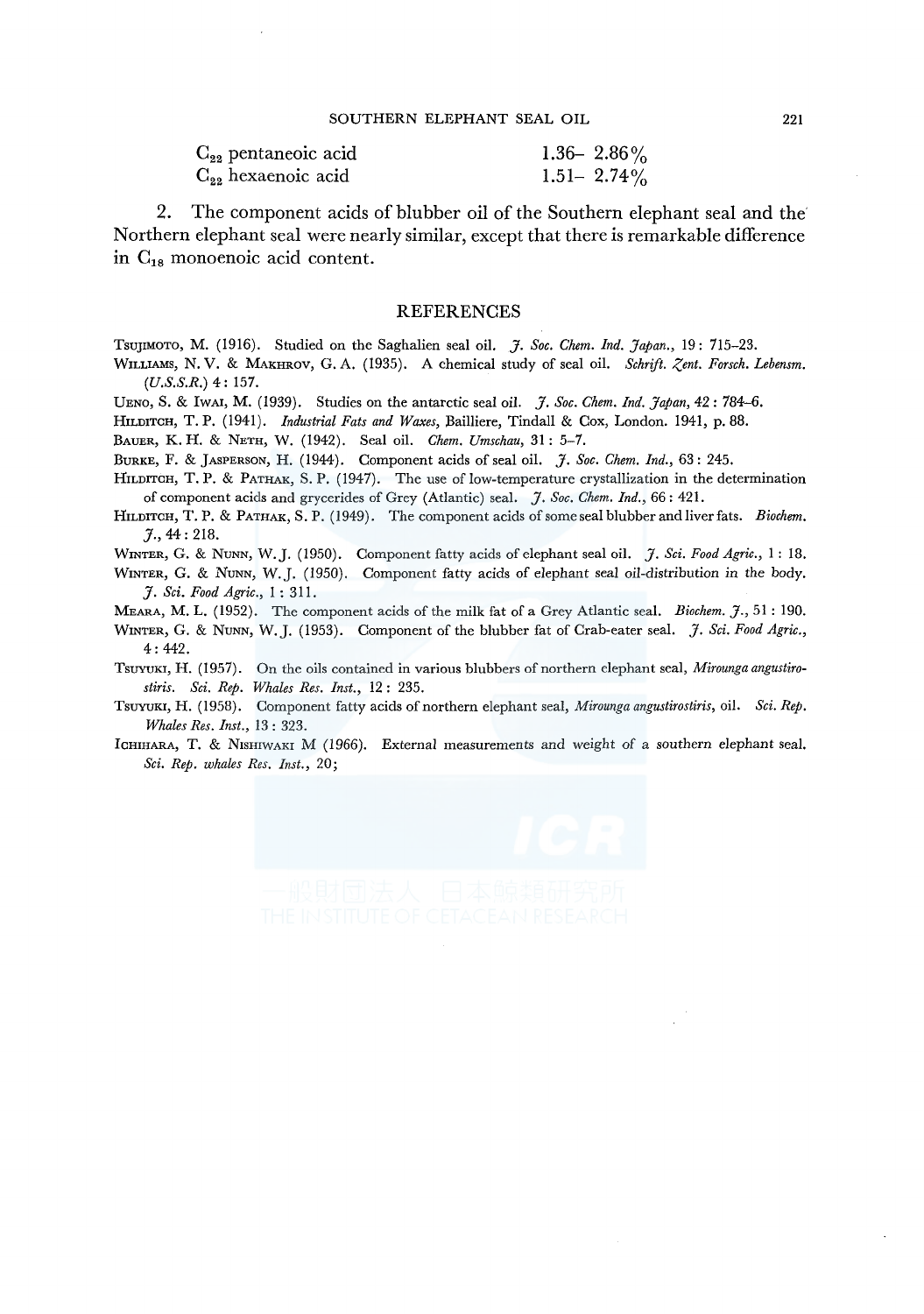| | |
|---|---|
| $C_{22}$ pentaneoic acid | 1.36– 2.86% |
| $C_{22}$ hexaenoic acid | 1.51– 2.74% |

2. The component acids of blubber oil of the Southern elephant seal and the Northern elephant seal were nearly similar, except that there is remarkable difference in $C_{18}$ monoenoic acid content.

## REFERENCES

Tsujimoto, M. (1916). Studied on the Saghalien seal oil. *J. Soc. Chem. Ind. Japan.*, 19: 715–23.

Williams, N. V. & Makhrov, G. A. (1935). A chemical study of seal oil. *Schrift. Zent. Forsch. Lebensm.* (*U.S.S.R.*) 4: 157.

Ueno, S. & Iwai, M. (1939). Studies on the antarctic seal oil. *J. Soc. Chem. Ind. Japan*, 42: 784–6.

Hilditch, T. P. (1941). *Industrial Fats and Waxes*, Bailliere, Tindall & Cox, London. 1941, p. 88.

Bauer, K. H. & Neth, W. (1942). Seal oil. *Chem. Umschau*, 31: 5–7.

Burke, F. & Jasperson, H. (1944). Component acids of seal oil. *J. Soc. Chem. Ind.*, 63: 245.

Hilditch, T. P. & Pathak, S. P. (1947). The use of low-temperature crystallization in the determination of component acids and grycerides of Grey (Atlantic) seal. *J. Soc. Chem. Ind.*, 66: 421.

Hilditch, T. P. & Pathak, S. P. (1949). The component acids of some seal blubber and liver fats. *Biochem. J.*, 44: 218.

Winter, G. & Nunn, W. J. (1950). Component fatty acids of elephant seal oil. *J. Sci. Food Agric.*, 1: 18.

Winter, G. & Nunn, W. J. (1950). Component fatty acids of elephant seal oil-distribution in the body. *J. Sci. Food Agric.*, 1: 311.

Meara, M. L. (1952). The component acids of the milk fat of a Grey Atlantic seal. *Biochem. J.*, 51: 190.

Winter, G. & Nunn, W. J. (1953). Component of the blubber fat of Crab-eater seal. *J. Sci. Food Agric.*, 4: 442.

Tsuyuki, H. (1957). On the oils contained in various blubbers of northern elephant seal, *Mirounga angustirostiris*. *Sci. Rep. Whales Res. Inst.*, 12: 235.

Tsuyuki, H. (1958). Component fatty acids of northern elephant seal, *Mirounga angustirostiris*, oil. *Sci. Rep. Whales Res. Inst.*, 13: 323.

Ichihara, T. & Nishiwaki M (1966). External measurements and weight of a southern elephant seal. *Sci. Rep. whales Res. Inst.*, 20;